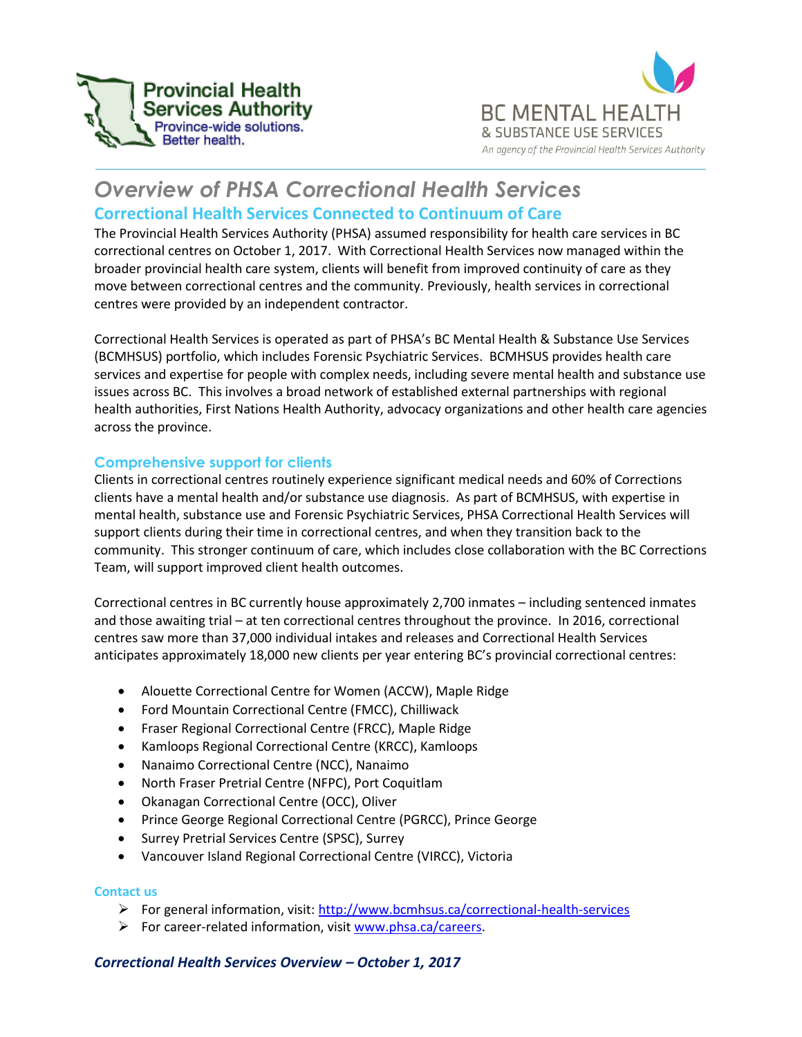Provincial Health Services Authority
Province-wide solutions. Better health.

BC MENTAL HEALTH & SUBSTANCE USE SERVICES
An agency of the Provincial Health Services Authority

# Overview of PHSA Correctional Health Services

## Correctional Health Services Connected to Continuum of Care

The Provincial Health Services Authority (PHSA) assumed responsibility for health care services in BC correctional centres on October 1, 2017. With Correctional Health Services now managed within the broader provincial health care system, clients will benefit from improved continuity of care as they move between correctional centres and the community. Previously, health services in correctional centres were provided by an independent contractor.

Correctional Health Services is operated as part of PHSA's BC Mental Health & Substance Use Services (BCMHSUS) portfolio, which includes Forensic Psychiatric Services. BCMHSUS provides health care services and expertise for people with complex needs, including severe mental health and substance use issues across BC. This involves a broad network of established external partnerships with regional health authorities, First Nations Health Authority, advocacy organizations and other health care agencies across the province.

### Comprehensive support for clients

Clients in correctional centres routinely experience significant medical needs and 60% of Corrections clients have a mental health and/or substance use diagnosis. As part of BCMHSUS, with expertise in mental health, substance use and Forensic Psychiatric Services, PHSA Correctional Health Services will support clients during their time in correctional centres, and when they transition back to the community. This stronger continuum of care, which includes close collaboration with the BC Corrections Team, will support improved client health outcomes.

Correctional centres in BC currently house approximately 2,700 inmates – including sentenced inmates and those awaiting trial – at ten correctional centres throughout the province. In 2016, correctional centres saw more than 37,000 individual intakes and releases and Correctional Health Services anticipates approximately 18,000 new clients per year entering BC's provincial correctional centres:

- Alouette Correctional Centre for Women (ACCW), Maple Ridge
- Ford Mountain Correctional Centre (FMCC), Chilliwack
- Fraser Regional Correctional Centre (FRCC), Maple Ridge
- Kamloops Regional Correctional Centre (KRCC), Kamloops
- Nanaimo Correctional Centre (NCC), Nanaimo
- North Fraser Pretrial Centre (NFPC), Port Coquitlam
- Okanagan Correctional Centre (OCC), Oliver
- Prince George Regional Correctional Centre (PGRCC), Prince George
- Surrey Pretrial Services Centre (SPSC), Surrey
- Vancouver Island Regional Correctional Centre (VIRCC), Victoria

#### Contact us

- For general information, visit: http://www.bcmhsus.ca/correctional-health-services
- For career-related information, visit www.phsa.ca/careers.

***Correctional Health Services Overview – October 1, 2017***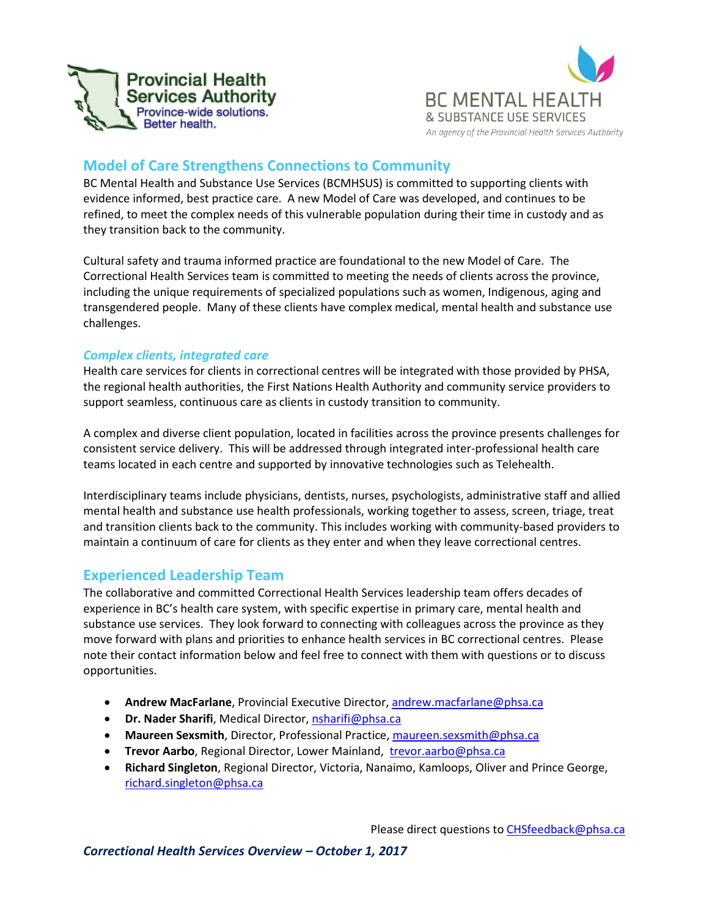Provincial Health Services Authority
Province-wide solutions. Better health.

BC MENTAL HEALTH & SUBSTANCE USE SERVICES
An agency of the Provincial Health Services Authority

## Model of Care Strengthens Connections to Community

BC Mental Health and Substance Use Services (BCMHSUS) is committed to supporting clients with evidence informed, best practice care. A new Model of Care was developed, and continues to be refined, to meet the complex needs of this vulnerable population during their time in custody and as they transition back to the community.

Cultural safety and trauma informed practice are foundational to the new Model of Care. The Correctional Health Services team is committed to meeting the needs of clients across the province, including the unique requirements of specialized populations such as women, Indigenous, aging and transgendered people. Many of these clients have complex medical, mental health and substance use challenges.

### *Complex clients, integrated care*

Health care services for clients in correctional centres will be integrated with those provided by PHSA, the regional health authorities, the First Nations Health Authority and community service providers to support seamless, continuous care as clients in custody transition to community.

A complex and diverse client population, located in facilities across the province presents challenges for consistent service delivery. This will be addressed through integrated inter-professional health care teams located in each centre and supported by innovative technologies such as Telehealth.

Interdisciplinary teams include physicians, dentists, nurses, psychologists, administrative staff and allied mental health and substance use health professionals, working together to assess, screen, triage, treat and transition clients back to the community. This includes working with community-based providers to maintain a continuum of care for clients as they enter and when they leave correctional centres.

## Experienced Leadership Team

The collaborative and committed Correctional Health Services leadership team offers decades of experience in BC's health care system, with specific expertise in primary care, mental health and substance use services. They look forward to connecting with colleagues across the province as they move forward with plans and priorities to enhance health services in BC correctional centres. Please note their contact information below and feel free to connect with them with questions or to discuss opportunities.

- **Andrew MacFarlane**, Provincial Executive Director, andrew.macfarlane@phsa.ca
- **Dr. Nader Sharifi**, Medical Director, nsharifi@phsa.ca
- **Maureen Sexsmith**, Director, Professional Practice, maureen.sexsmith@phsa.ca
- **Trevor Aarbo**, Regional Director, Lower Mainland, trevor.aarbo@phsa.ca
- **Richard Singleton**, Regional Director, Victoria, Nanaimo, Kamloops, Oliver and Prince George, richard.singleton@phsa.ca

Please direct questions to CHSfeedback@phsa.ca

***Correctional Health Services Overview – October 1, 2017***